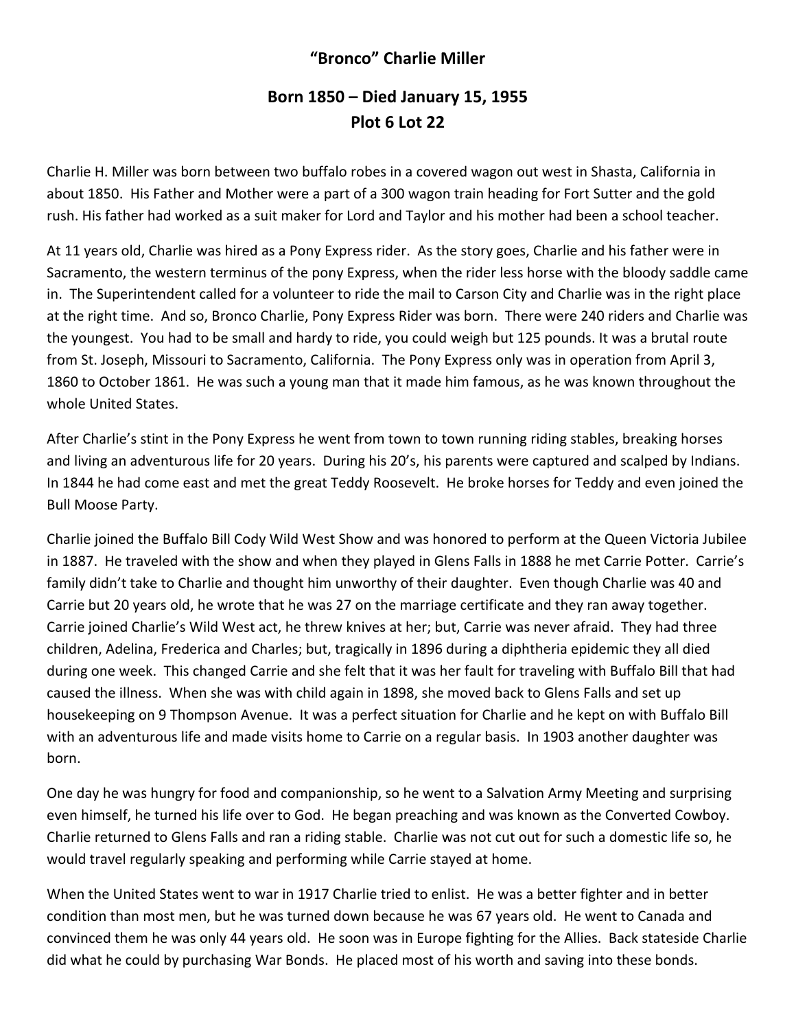# "Bronco" Charlie Miller

## Born 1850 – Died January 15, 1955
## Plot 6 Lot 22

Charlie H. Miller was born between two buffalo robes in a covered wagon out west in Shasta, California in about 1850. His Father and Mother were a part of a 300 wagon train heading for Fort Sutter and the gold rush. His father had worked as a suit maker for Lord and Taylor and his mother had been a school teacher.

At 11 years old, Charlie was hired as a Pony Express rider. As the story goes, Charlie and his father were in Sacramento, the western terminus of the pony Express, when the rider less horse with the bloody saddle came in. The Superintendent called for a volunteer to ride the mail to Carson City and Charlie was in the right place at the right time. And so, Bronco Charlie, Pony Express Rider was born. There were 240 riders and Charlie was the youngest. You had to be small and hardy to ride, you could weigh but 125 pounds. It was a brutal route from St. Joseph, Missouri to Sacramento, California. The Pony Express only was in operation from April 3, 1860 to October 1861. He was such a young man that it made him famous, as he was known throughout the whole United States.

After Charlie's stint in the Pony Express he went from town to town running riding stables, breaking horses and living an adventurous life for 20 years. During his 20's, his parents were captured and scalped by Indians. In 1844 he had come east and met the great Teddy Roosevelt. He broke horses for Teddy and even joined the Bull Moose Party.

Charlie joined the Buffalo Bill Cody Wild West Show and was honored to perform at the Queen Victoria Jubilee in 1887. He traveled with the show and when they played in Glens Falls in 1888 he met Carrie Potter. Carrie's family didn't take to Charlie and thought him unworthy of their daughter. Even though Charlie was 40 and Carrie but 20 years old, he wrote that he was 27 on the marriage certificate and they ran away together. Carrie joined Charlie's Wild West act, he threw knives at her; but, Carrie was never afraid. They had three children, Adelina, Frederica and Charles; but, tragically in 1896 during a diphtheria epidemic they all died during one week. This changed Carrie and she felt that it was her fault for traveling with Buffalo Bill that had caused the illness. When she was with child again in 1898, she moved back to Glens Falls and set up housekeeping on 9 Thompson Avenue. It was a perfect situation for Charlie and he kept on with Buffalo Bill with an adventurous life and made visits home to Carrie on a regular basis. In 1903 another daughter was born.

One day he was hungry for food and companionship, so he went to a Salvation Army Meeting and surprising even himself, he turned his life over to God. He began preaching and was known as the Converted Cowboy. Charlie returned to Glens Falls and ran a riding stable. Charlie was not cut out for such a domestic life so, he would travel regularly speaking and performing while Carrie stayed at home.

When the United States went to war in 1917 Charlie tried to enlist. He was a better fighter and in better condition than most men, but he was turned down because he was 67 years old. He went to Canada and convinced them he was only 44 years old. He soon was in Europe fighting for the Allies. Back stateside Charlie did what he could by purchasing War Bonds. He placed most of his worth and saving into these bonds.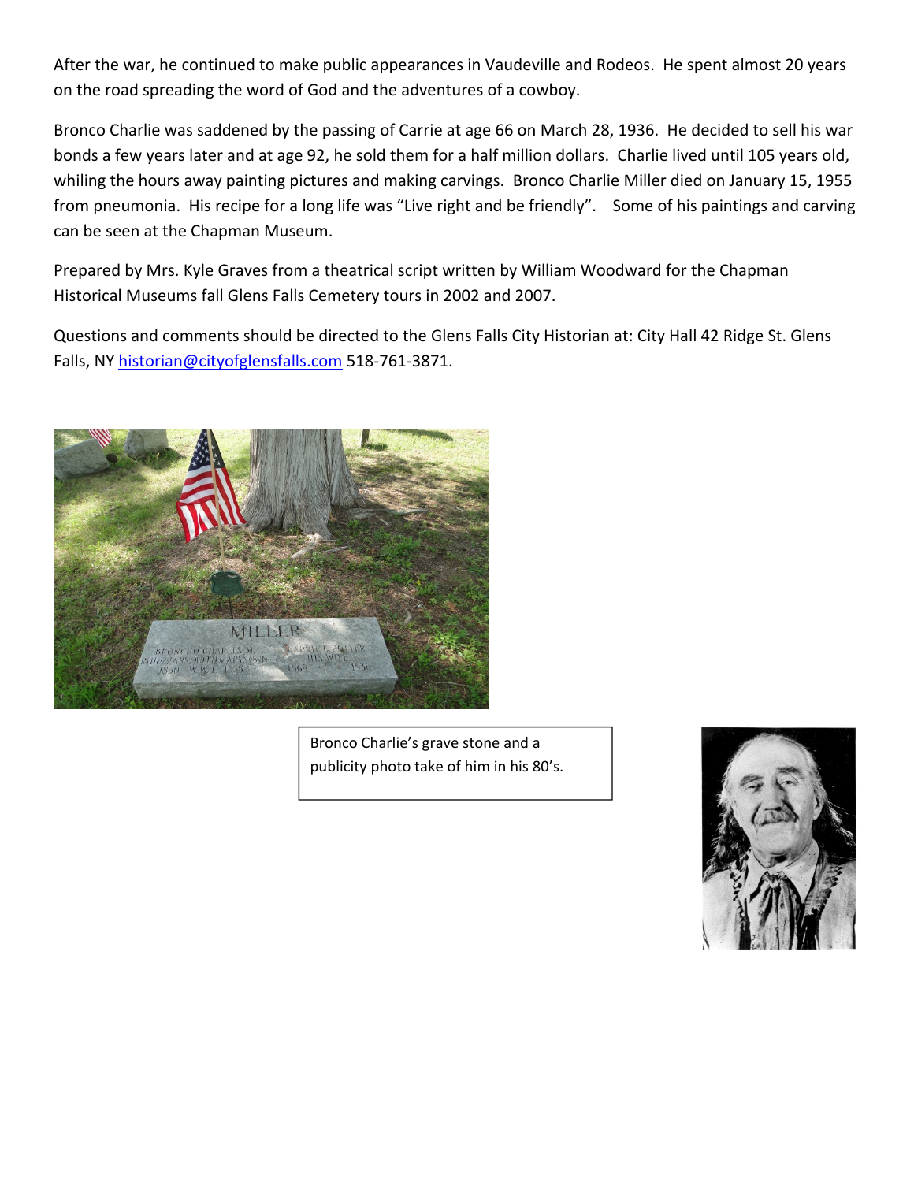After the war, he continued to make public appearances in Vaudeville and Rodeos. He spent almost 20 years on the road spreading the word of God and the adventures of a cowboy.

Bronco Charlie was saddened by the passing of Carrie at age 66 on March 28, 1936. He decided to sell his war bonds a few years later and at age 92, he sold them for a half million dollars. Charlie lived until 105 years old, whiling the hours away painting pictures and making carvings. Bronco Charlie Miller died on January 15, 1955 from pneumonia. His recipe for a long life was "Live right and be friendly". Some of his paintings and carving can be seen at the Chapman Museum.

Prepared by Mrs. Kyle Graves from a theatrical script written by William Woodward for the Chapman Historical Museums fall Glens Falls Cemetery tours in 2002 and 2007.

Questions and comments should be directed to the Glens Falls City Historian at: City Hall 42 Ridge St. Glens Falls, NY historian@cityofglensfalls.com 518-761-3871.

Bronco Charlie's grave stone and a publicity photo take of him in his 80's.